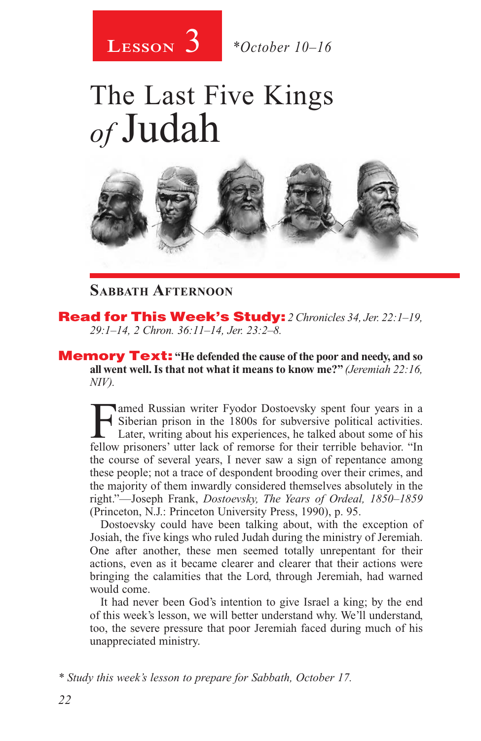**Lesson 3** *\*October 10–16*

# The Last Five Kings *of* Judah

## Sabbath Afternoon

**Read for This Week's Study:** *2 Chronicles 34, Jer. 22:1–19, 29:1–14, 2 Chron. 36:11–14, Jer. 23:2–8.*

**Memory Text:** **"He defended the cause of the poor and needy, and so all went well. Is that not what it means to know me?"** *(Jeremiah 22:16, NIV).*

Famed Russian writer Fyodor Dostoevsky spent four years in a Siberian prison in the 1800s for subversive political activities. Later, writing about his experiences, he talked about some of his fellow prisoners' utter lack of remorse for their terrible behavior. "In the course of several years, I never saw a sign of repentance among these people; not a trace of despondent brooding over their crimes, and the majority of them inwardly considered themselves absolutely in the right."—Joseph Frank, *Dostoevsky, The Years of Ordeal, 1850–1859* (Princeton, N.J.: Princeton University Press, 1990), p. 95.

Dostoevsky could have been talking about, with the exception of Josiah, the five kings who ruled Judah during the ministry of Jeremiah. One after another, these men seemed totally unrepentant for their actions, even as it became clearer and clearer that their actions were bringing the calamities that the Lord, through Jeremiah, had warned would come.

It had never been God's intention to give Israel a king; by the end of this week's lesson, we will better understand why. We'll understand, too, the severe pressure that poor Jeremiah faced during much of his unappreciated ministry.

*\* Study this week's lesson to prepare for Sabbath, October 17.*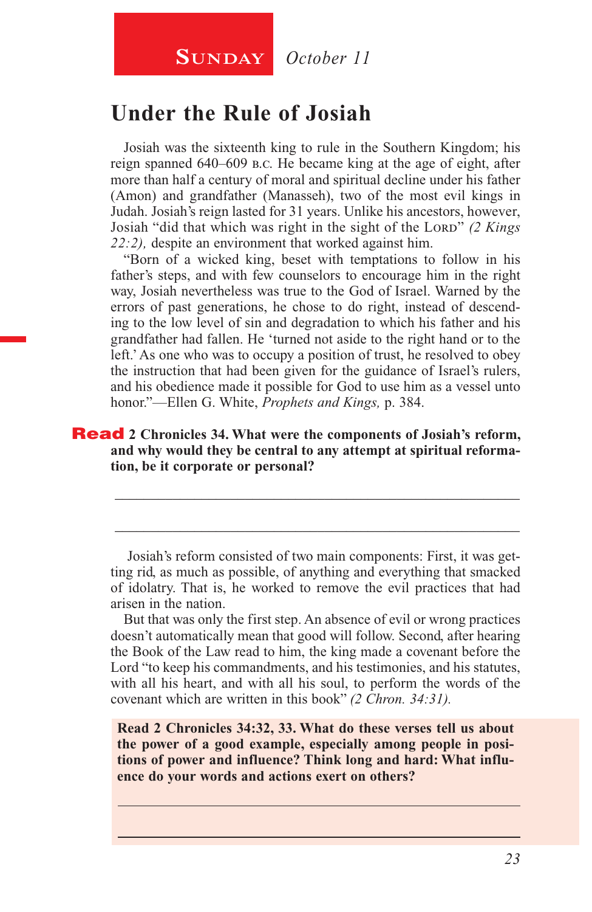**Sunday** *October 11*

## Under the Rule of Josiah

Josiah was the sixteenth king to rule in the Southern Kingdom; his reign spanned 640–609 B.C. He became king at the age of eight, after more than half a century of moral and spiritual decline under his father (Amon) and grandfather (Manasseh), two of the most evil kings in Judah. Josiah's reign lasted for 31 years. Unlike his ancestors, however, Josiah "did that which was right in the sight of the LORD" *(2 Kings 22:2),* despite an environment that worked against him.

"Born of a wicked king, beset with temptations to follow in his father's steps, and with few counselors to encourage him in the right way, Josiah nevertheless was true to the God of Israel. Warned by the errors of past generations, he chose to do right, instead of descending to the low level of sin and degradation to which his father and his grandfather had fallen. He 'turned not aside to the right hand or to the left.' As one who was to occupy a position of trust, he resolved to obey the instruction that had been given for the guidance of Israel's rulers, and his obedience made it possible for God to use him as a vessel unto honor."—Ellen G. White, *Prophets and Kings,* p. 384.

**Read 2 Chronicles 34. What were the components of Josiah's reform, and why would they be central to any attempt at spiritual reformation, be it corporate or personal?**

\_\_\_\_\_\_\_\_\_\_\_\_\_\_\_\_\_\_\_\_\_\_\_\_\_\_\_\_\_\_\_\_\_\_\_\_\_\_\_\_\_\_\_\_\_\_\_\_\_\_\_\_\_\_\_\_

\_\_\_\_\_\_\_\_\_\_\_\_\_\_\_\_\_\_\_\_\_\_\_\_\_\_\_\_\_\_\_\_\_\_\_\_\_\_\_\_\_\_\_\_\_\_\_\_\_\_\_\_\_\_\_\_

Josiah's reform consisted of two main components: First, it was getting rid, as much as possible, of anything and everything that smacked of idolatry. That is, he worked to remove the evil practices that had arisen in the nation.

But that was only the first step. An absence of evil or wrong practices doesn't automatically mean that good will follow. Second, after hearing the Book of the Law read to him, the king made a covenant before the Lord "to keep his commandments, and his testimonies, and his statutes, with all his heart, and with all his soul, to perform the words of the covenant which are written in this book" *(2 Chron. 34:31).*

**Read 2 Chronicles 34:32, 33. What do these verses tell us about the power of a good example, especially among people in positions of power and influence? Think long and hard: What influence do your words and actions exert on others?**

\_\_\_\_\_\_\_\_\_\_\_\_\_\_\_\_\_\_\_\_\_\_\_\_\_\_\_\_\_\_\_\_\_\_\_\_\_\_\_\_\_\_\_\_\_\_\_\_\_\_\_\_\_\_\_\_

\_\_\_\_\_\_\_\_\_\_\_\_\_\_\_\_\_\_\_\_\_\_\_\_\_\_\_\_\_\_\_\_\_\_\_\_\_\_\_\_\_\_\_\_\_\_\_\_\_\_\_\_\_\_\_\_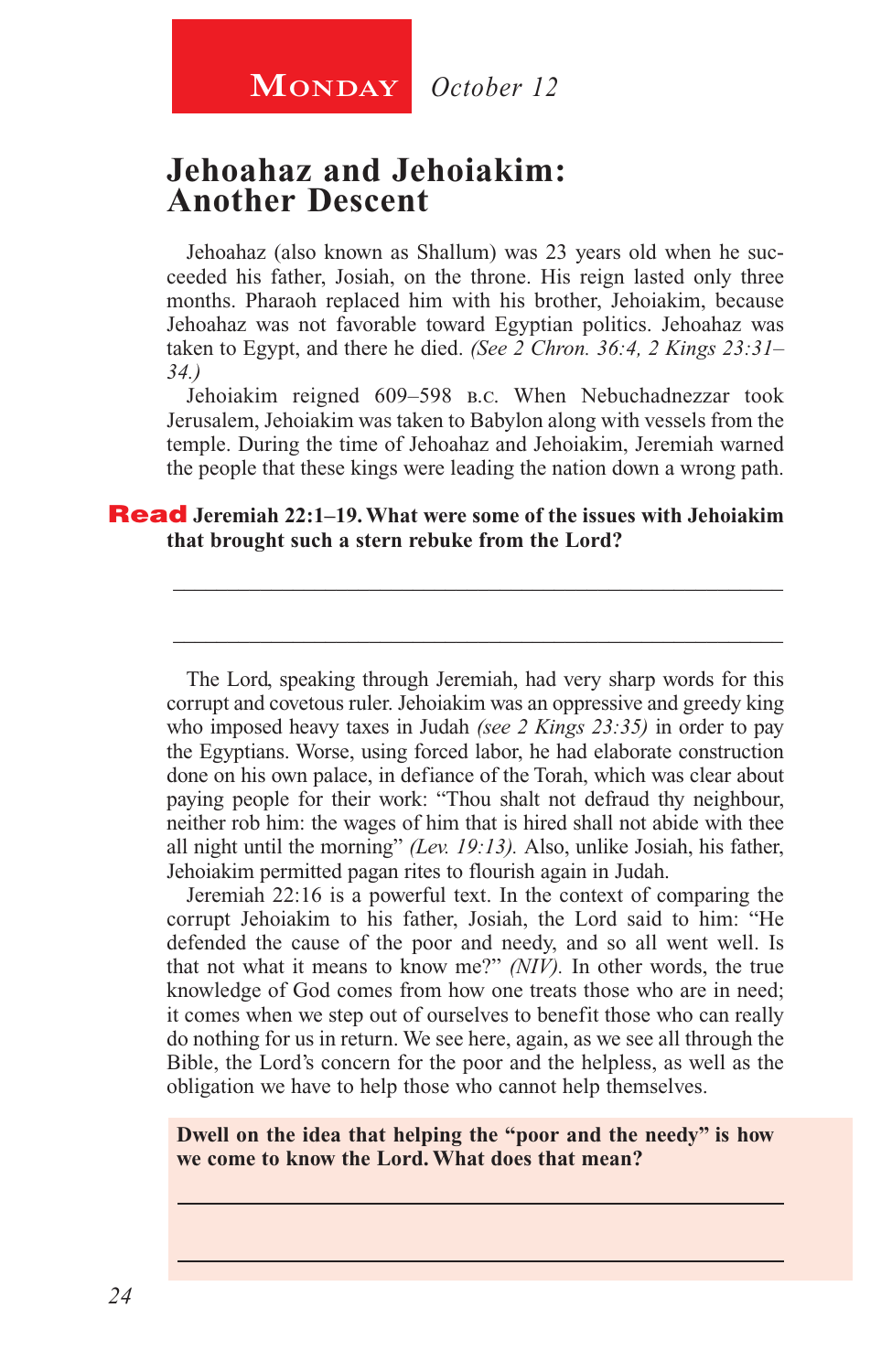**Monday** *October 12*

# Jehoahaz and Jehoiakim: Another Descent

Jehoahaz (also known as Shallum) was 23 years old when he succeeded his father, Josiah, on the throne. His reign lasted only three months. Pharaoh replaced him with his brother, Jehoiakim, because Jehoahaz was not favorable toward Egyptian politics. Jehoahaz was taken to Egypt, and there he died. *(See 2 Chron. 36:4, 2 Kings 23:31–34.)*

Jehoiakim reigned 609–598 B.C. When Nebuchadnezzar took Jerusalem, Jehoiakim was taken to Babylon along with vessels from the temple. During the time of Jehoahaz and Jehoiakim, Jeremiah warned the people that these kings were leading the nation down a wrong path.

**Read Jeremiah 22:1–19. What were some of the issues with Jehoiakim that brought such a stern rebuke from the Lord?**

___

___

The Lord, speaking through Jeremiah, had very sharp words for this corrupt and covetous ruler. Jehoiakim was an oppressive and greedy king who imposed heavy taxes in Judah *(see 2 Kings 23:35)* in order to pay the Egyptians. Worse, using forced labor, he had elaborate construction done on his own palace, in defiance of the Torah, which was clear about paying people for their work: "Thou shalt not defraud thy neighbour, neither rob him: the wages of him that is hired shall not abide with thee all night until the morning" *(Lev. 19:13).* Also, unlike Josiah, his father, Jehoiakim permitted pagan rites to flourish again in Judah.

Jeremiah 22:16 is a powerful text. In the context of comparing the corrupt Jehoiakim to his father, Josiah, the Lord said to him: "He defended the cause of the poor and needy, and so all went well. Is that not what it means to know me?" *(NIV).* In other words, the true knowledge of God comes from how one treats those who are in need; it comes when we step out of ourselves to benefit those who can really do nothing for us in return. We see here, again, as we see all through the Bible, the Lord's concern for the poor and the helpless, as well as the obligation we have to help those who cannot help themselves.

**Dwell on the idea that helping the "poor and the needy" is how we come to know the Lord. What does that mean?**

___

___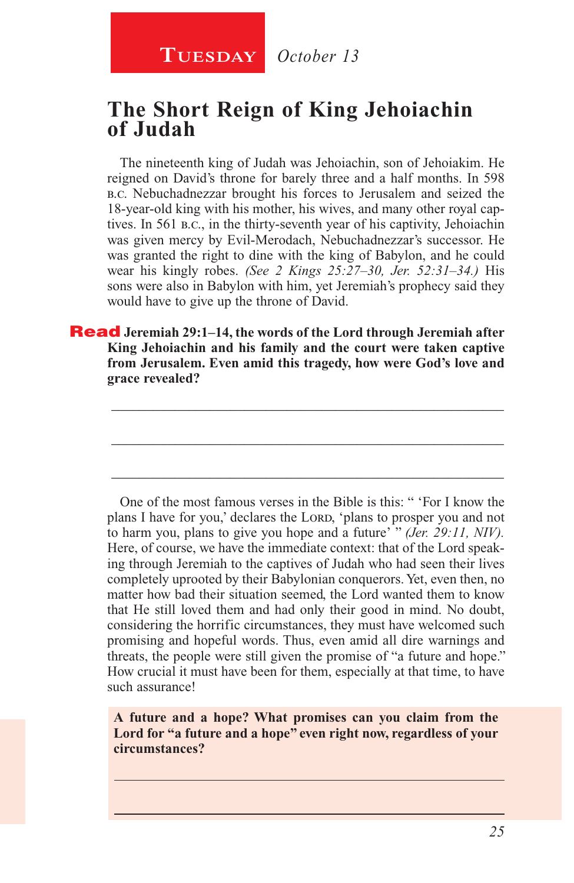**Tuesday** *October 13*

## The Short Reign of King Jehoiachin of Judah

The nineteenth king of Judah was Jehoiachin, son of Jehoiakim. He reigned on David's throne for barely three and a half months. In 598 B.C. Nebuchadnezzar brought his forces to Jerusalem and seized the 18-year-old king with his mother, his wives, and many other royal captives. In 561 B.C., in the thirty-seventh year of his captivity, Jehoiachin was given mercy by Evil-Merodach, Nebuchadnezzar's successor. He was granted the right to dine with the king of Babylon, and he could wear his kingly robes. *(See 2 Kings 25:27–30, Jer. 52:31–34.)* His sons were also in Babylon with him, yet Jeremiah's prophecy said they would have to give up the throne of David.

**Read Jeremiah 29:1–14, the words of the Lord through Jeremiah after King Jehoiachin and his family and the court were taken captive from Jerusalem. Even amid this tragedy, how were God's love and grace revealed?**

_______________________________________________

_______________________________________________

_______________________________________________

One of the most famous verses in the Bible is this: " 'For I know the plans I have for you,' declares the LORD, 'plans to prosper you and not to harm you, plans to give you hope and a future' " *(Jer. 29:11, NIV).* Here, of course, we have the immediate context: that of the Lord speaking through Jeremiah to the captives of Judah who had seen their lives completely uprooted by their Babylonian conquerors. Yet, even then, no matter how bad their situation seemed, the Lord wanted them to know that He still loved them and had only their good in mind. No doubt, considering the horrific circumstances, they must have welcomed such promising and hopeful words. Thus, even amid all dire warnings and threats, the people were still given the promise of "a future and hope." How crucial it must have been for them, especially at that time, to have such assurance!

**A future and a hope? What promises can you claim from the Lord for "a future and a hope" even right now, regardless of your circumstances?**

_______________________________________________

_______________________________________________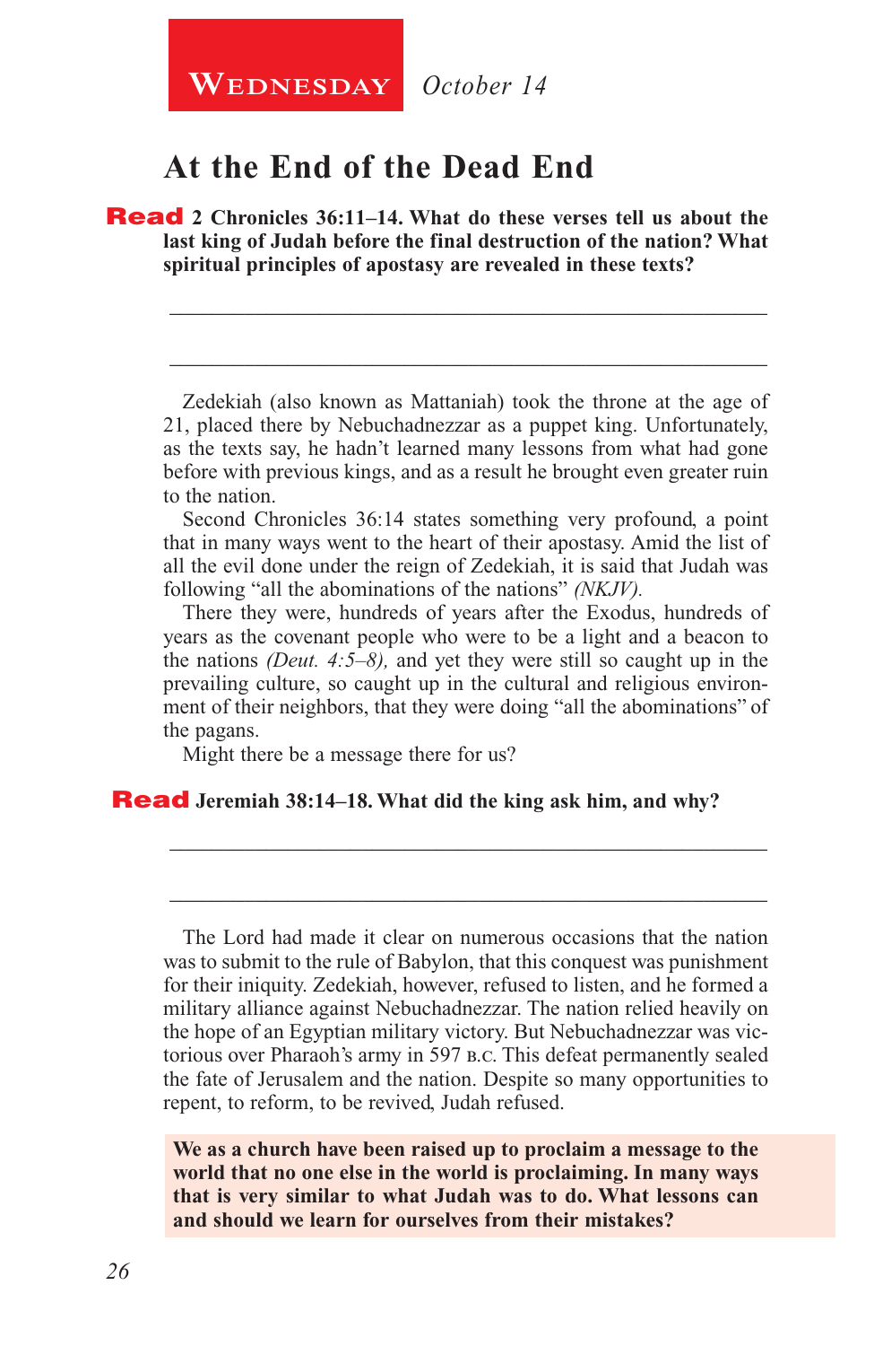**Wednesday** *October 14*

# At the End of the Dead End

**Read 2 Chronicles 36:11–14. What do these verses tell us about the last king of Judah before the final destruction of the nation? What spiritual principles of apostasy are revealed in these texts?**

______________________________________________________________

______________________________________________________________

Zedekiah (also known as Mattaniah) took the throne at the age of 21, placed there by Nebuchadnezzar as a puppet king. Unfortunately, as the texts say, he hadn't learned many lessons from what had gone before with previous kings, and as a result he brought even greater ruin to the nation.

Second Chronicles 36:14 states something very profound, a point that in many ways went to the heart of their apostasy. Amid the list of all the evil done under the reign of Zedekiah, it is said that Judah was following "all the abominations of the nations" *(NKJV).*

There they were, hundreds of years after the Exodus, hundreds of years as the covenant people who were to be a light and a beacon to the nations *(Deut. 4:5–8),* and yet they were still so caught up in the prevailing culture, so caught up in the cultural and religious environment of their neighbors, that they were doing "all the abominations" of the pagans.

Might there be a message there for us?

**Read Jeremiah 38:14–18. What did the king ask him, and why?**

______________________________________________________________

______________________________________________________________

The Lord had made it clear on numerous occasions that the nation was to submit to the rule of Babylon, that this conquest was punishment for their iniquity. Zedekiah, however, refused to listen, and he formed a military alliance against Nebuchadnezzar. The nation relied heavily on the hope of an Egyptian military victory. But Nebuchadnezzar was victorious over Pharaoh's army in 597 B.C. This defeat permanently sealed the fate of Jerusalem and the nation. Despite so many opportunities to repent, to reform, to be revived, Judah refused.

**We as a church have been raised up to proclaim a message to the world that no one else in the world is proclaiming. In many ways that is very similar to what Judah was to do. What lessons can and should we learn for ourselves from their mistakes?**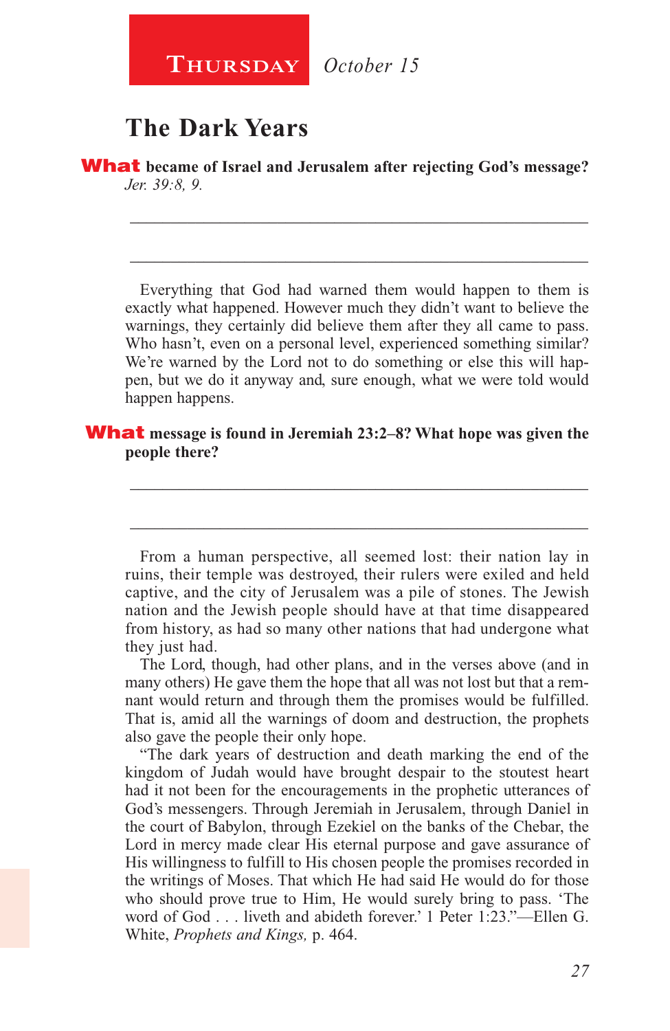**Thursday** *October 15*

## The Dark Years

**What became of Israel and Jerusalem after rejecting God's message?** *Jer. 39:8, 9.*

\_\_\_\_\_\_\_\_\_\_\_\_\_\_\_\_\_\_\_\_\_\_\_\_\_\_\_\_\_\_\_\_\_\_\_\_\_\_\_\_\_\_\_\_\_\_\_\_\_\_\_\_\_\_\_\_\_

\_\_\_\_\_\_\_\_\_\_\_\_\_\_\_\_\_\_\_\_\_\_\_\_\_\_\_\_\_\_\_\_\_\_\_\_\_\_\_\_\_\_\_\_\_\_\_\_\_\_\_\_\_\_\_\_\_

Everything that God had warned them would happen to them is exactly what happened. However much they didn't want to believe the warnings, they certainly did believe them after they all came to pass. Who hasn't, even on a personal level, experienced something similar? We're warned by the Lord not to do something or else this will happen, but we do it anyway and, sure enough, what we were told would happen happens.

**What message is found in Jeremiah 23:2–8? What hope was given the people there?**

\_\_\_\_\_\_\_\_\_\_\_\_\_\_\_\_\_\_\_\_\_\_\_\_\_\_\_\_\_\_\_\_\_\_\_\_\_\_\_\_\_\_\_\_\_\_\_\_\_\_\_\_\_\_\_\_\_

\_\_\_\_\_\_\_\_\_\_\_\_\_\_\_\_\_\_\_\_\_\_\_\_\_\_\_\_\_\_\_\_\_\_\_\_\_\_\_\_\_\_\_\_\_\_\_\_\_\_\_\_\_\_\_\_\_

From a human perspective, all seemed lost: their nation lay in ruins, their temple was destroyed, their rulers were exiled and held captive, and the city of Jerusalem was a pile of stones. The Jewish nation and the Jewish people should have at that time disappeared from history, as had so many other nations that had undergone what they just had.

The Lord, though, had other plans, and in the verses above (and in many others) He gave them the hope that all was not lost but that a remnant would return and through them the promises would be fulfilled. That is, amid all the warnings of doom and destruction, the prophets also gave the people their only hope.

"The dark years of destruction and death marking the end of the kingdom of Judah would have brought despair to the stoutest heart had it not been for the encouragements in the prophetic utterances of God's messengers. Through Jeremiah in Jerusalem, through Daniel in the court of Babylon, through Ezekiel on the banks of the Chebar, the Lord in mercy made clear His eternal purpose and gave assurance of His willingness to fulfill to His chosen people the promises recorded in the writings of Moses. That which He had said He would do for those who should prove true to Him, He would surely bring to pass. 'The word of God . . . liveth and abideth forever.' 1 Peter 1:23."—Ellen G. White, *Prophets and Kings,* p. 464.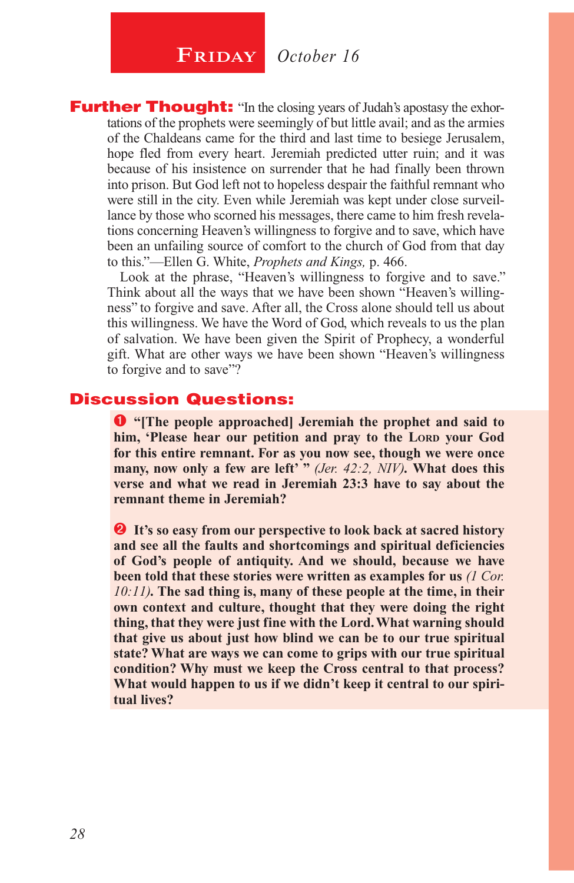## Friday *October 16*

**Further Thought:** "In the closing years of Judah's apostasy the exhortations of the prophets were seemingly of but little avail; and as the armies of the Chaldeans came for the third and last time to besiege Jerusalem, hope fled from every heart. Jeremiah predicted utter ruin; and it was because of his insistence on surrender that he had finally been thrown into prison. But God left not to hopeless despair the faithful remnant who were still in the city. Even while Jeremiah was kept under close surveillance by those who scorned his messages, there came to him fresh revelations concerning Heaven's willingness to forgive and to save, which have been an unfailing source of comfort to the church of God from that day to this."—Ellen G. White, *Prophets and Kings,* p. 466.

Look at the phrase, "Heaven's willingness to forgive and to save." Think about all the ways that we have been shown "Heaven's willingness" to forgive and save. After all, the Cross alone should tell us about this willingness. We have the Word of God, which reveals to us the plan of salvation. We have been given the Spirit of Prophecy, a wonderful gift. What are other ways we have been shown "Heaven's willingness to forgive and to save"?

## Discussion Questions:

1. **"[The people approached] Jeremiah the prophet and said to him, 'Please hear our petition and pray to the LORD your God for this entire remnant. For as you now see, though we were once many, now only a few are left' "** *(Jer. 42:2, NIV)*. **What does this verse and what we read in Jeremiah 23:3 have to say about the remnant theme in Jeremiah?**

2. **It's so easy from our perspective to look back at sacred history and see all the faults and shortcomings and spiritual deficiencies of God's people of antiquity. And we should, because we have been told that these stories were written as examples for us** *(1 Cor. 10:11)*. **The sad thing is, many of these people at the time, in their own context and culture, thought that they were doing the right thing, that they were just fine with the Lord. What warning should that give us about just how blind we can be to our true spiritual state? What are ways we can come to grips with our true spiritual condition? Why must we keep the Cross central to that process? What would happen to us if we didn't keep it central to our spiritual lives?**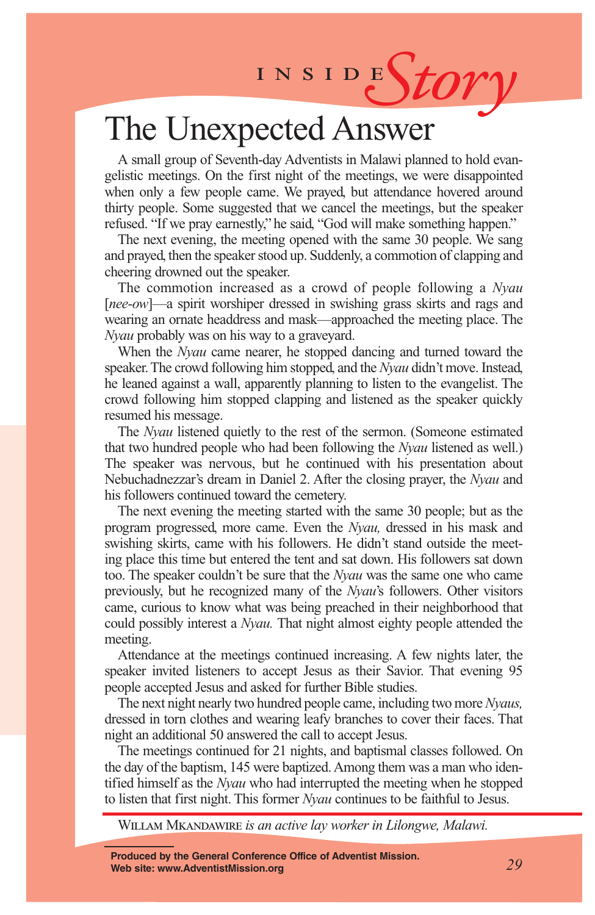INSIDE *Story*

# The Unexpected Answer

A small group of Seventh-day Adventists in Malawi planned to hold evangelistic meetings. On the first night of the meetings, we were disappointed when only a few people came. We prayed, but attendance hovered around thirty people. Some suggested that we cancel the meetings, but the speaker refused. "If we pray earnestly," he said, "God will make something happen."

The next evening, the meeting opened with the same 30 people. We sang and prayed, then the speaker stood up. Suddenly, a commotion of clapping and cheering drowned out the speaker.

The commotion increased as a crowd of people following a *Nyau* [*nee-ow*]—a spirit worshiper dressed in swishing grass skirts and rags and wearing an ornate headdress and mask—approached the meeting place. The *Nyau* probably was on his way to a graveyard.

When the *Nyau* came nearer, he stopped dancing and turned toward the speaker. The crowd following him stopped, and the *Nyau* didn't move. Instead, he leaned against a wall, apparently planning to listen to the evangelist. The crowd following him stopped clapping and listened as the speaker quickly resumed his message.

The *Nyau* listened quietly to the rest of the sermon. (Someone estimated that two hundred people who had been following the *Nyau* listened as well.) The speaker was nervous, but he continued with his presentation about Nebuchadnezzar's dream in Daniel 2. After the closing prayer, the *Nyau* and his followers continued toward the cemetery.

The next evening the meeting started with the same 30 people; but as the program progressed, more came. Even the *Nyau,* dressed in his mask and swishing skirts, came with his followers. He didn't stand outside the meeting place this time but entered the tent and sat down. His followers sat down too. The speaker couldn't be sure that the *Nyau* was the same one who came previously, but he recognized many of the *Nyau*'s followers. Other visitors came, curious to know what was being preached in their neighborhood that could possibly interest a *Nyau.* That night almost eighty people attended the meeting.

Attendance at the meetings continued increasing. A few nights later, the speaker invited listeners to accept Jesus as their Savior. That evening 95 people accepted Jesus and asked for further Bible studies.

The next night nearly two hundred people came, including two more *Nyaus,* dressed in torn clothes and wearing leafy branches to cover their faces. That night an additional 50 answered the call to accept Jesus.

The meetings continued for 21 nights, and baptismal classes followed. On the day of the baptism, 145 were baptized. Among them was a man who identified himself as the *Nyau* who had interrupted the meeting when he stopped to listen that first night. This former *Nyau* continues to be faithful to Jesus.

WILLAM MKANDAWIRE *is an active lay worker in Lilongwe, Malawi.*

**Produced by the General Conference Office of Adventist Mission.**
**Web site: www.AdventistMission.org**